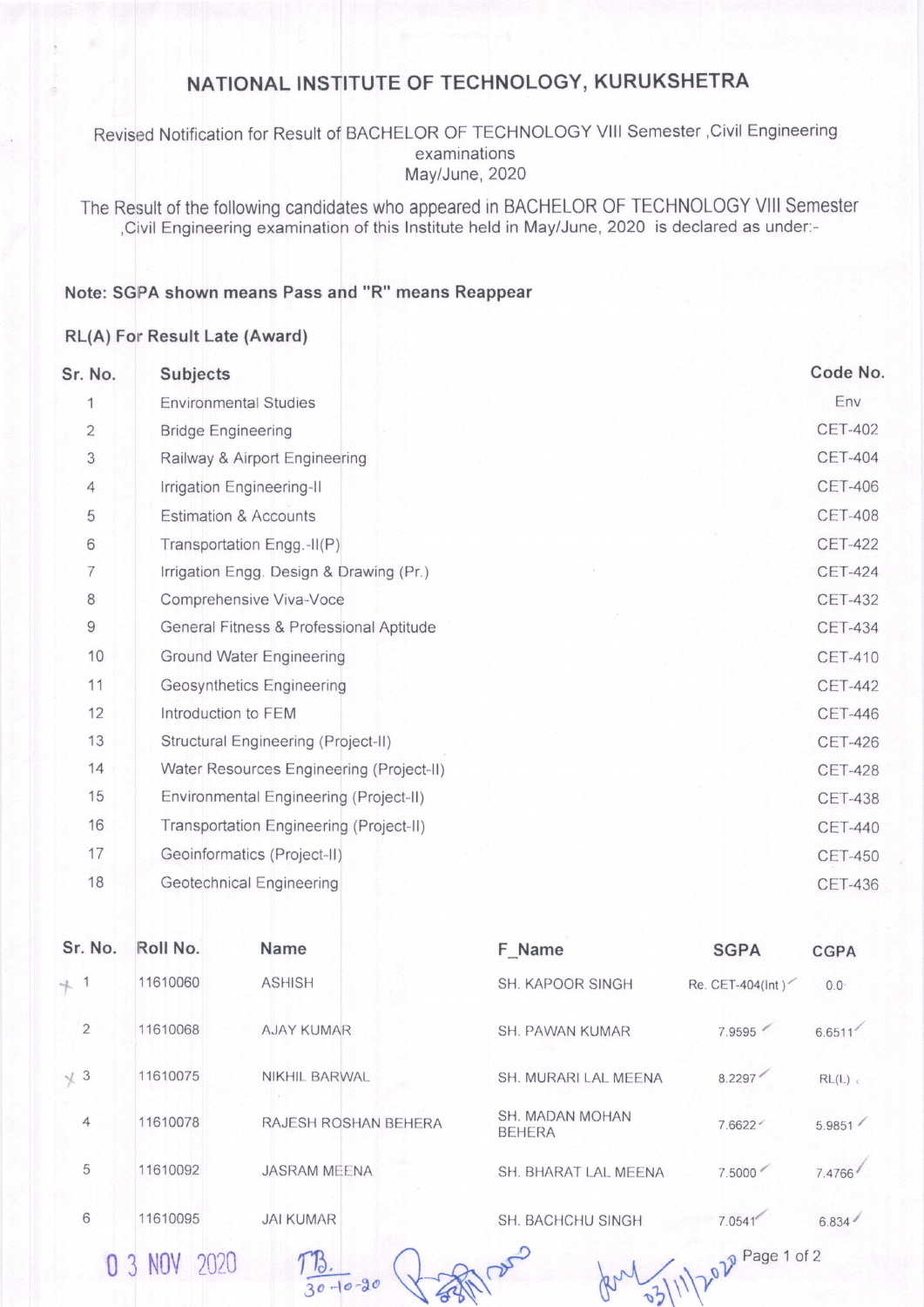# NATIONAL INSTITUTE OF TECHNOLOGY, KURUKSHETRA

Revised Notification for Result of BACHELOR OF TECHNOLOGY VIII Semester ,Civil Engineering examinations May/June, 2020

The Result of the following candidates who appeared in BACHELOR OF TECHNOLOGY VIII Semester ,Civil Engineering examination of this Institute held in May/June, 2020 is declared as under:-

**Note: SGPA shown means Pass and "R" means Reappear**

**RL(A) For Result Late (Award)**

| Sr. No. | Subjects | Code No. |
|---|---|---|
| 1 | Environmental Studies | Env |
| 2 | Bridge Engineering | CET-402 |
| 3 | Railway & Airport Engineering | CET-404 |
| 4 | Irrigation Engineering-II | CET-406 |
| 5 | Estimation & Accounts | CET-408 |
| 6 | Transportation Engg.-II(P) | CET-422 |
| 7 | Irrigation Engg. Design & Drawing (Pr.) | CET-424 |
| 8 | Comprehensive Viva-Voce | CET-432 |
| 9 | General Fitness & Professional Aptitude | CET-434 |
| 10 | Ground Water Engineering | CET-410 |
| 11 | Geosynthetics Engineering | CET-442 |
| 12 | Introduction to FEM | CET-446 |
| 13 | Structural Engineering (Project-II) | CET-426 |
| 14 | Water Resources Engineering (Project-II) | CET-428 |
| 15 | Environmental Engineering (Project-II) | CET-438 |
| 16 | Transportation Engineering (Project-II) | CET-440 |
| 17 | Geoinformatics (Project-II) | CET-450 |
| 18 | Geotechnical Engineering | CET-436 |

| Sr. No. | Roll No. | Name | F_Name | SGPA | CGPA |
|---|---|---|---|---|---|
| 1 | 11610060 | ASHISH | SH. KAPOOR SINGH | Re. CET-404(Int ) | 0.0 |
| 2 | 11610068 | AJAY KUMAR | SH. PAWAN KUMAR | 7.9595 | 6.6511 |
| 3 | 11610075 | NIKHIL BARWAL | SH. MURARI LAL MEENA | 8.2297 | RL(L) |
| 4 | 11610078 | RAJESH ROSHAN BEHERA | SH. MADAN MOHAN BEHERA | 7.6622 | 5.9851 |
| 5 | 11610092 | JASRAM MEENA | SH. BHARAT LAL MEENA | 7.5000 | 7.4766 |
| 6 | 11610095 | JAI KUMAR | SH. BACHCHU SINGH | 7.0541 | 6.834 |

03 NOV 2020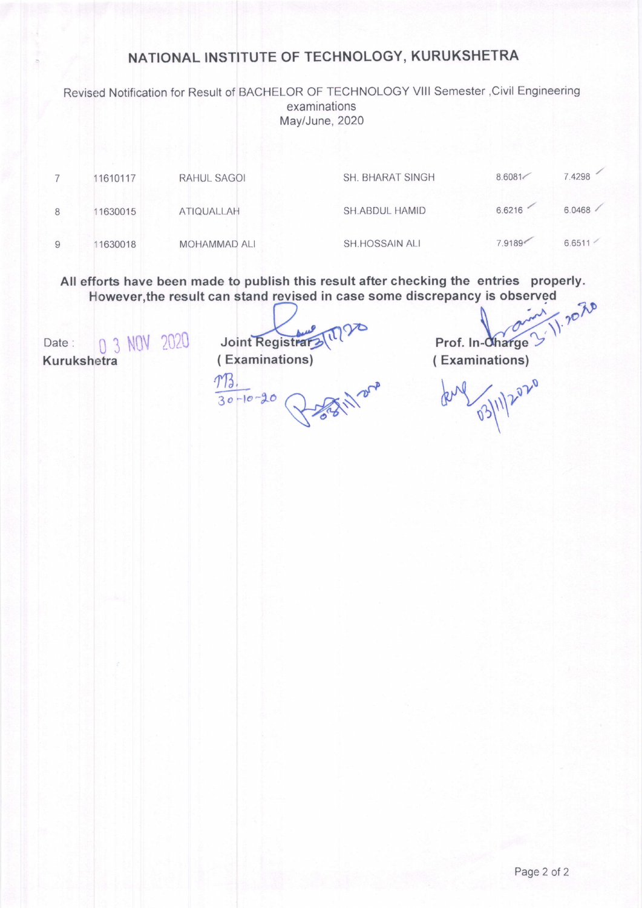# NATIONAL INSTITUTE OF TECHNOLOGY, KURUKSHETRA

Revised Notification for Result of BACHELOR OF TECHNOLOGY VIII Semester ,Civil Engineering examinations
May/June, 2020

| | | | | | |
|---|---|---|---|---|---|
| 7 | 11610117 | RAHUL SAGOI | SH. BHARAT SINGH | 8.6081 | 7.4298 |
| 8 | 11630015 | ATIQUALLAH | SH.ABDUL HAMID | 6.6216 | 6.0468 |
| 9 | 11630018 | MOHAMMAD ALI | SH.HOSSAIN ALI | 7.9189 | 6.6511 |

**All efforts have been made to publish this result after checking the entries properly. However,the result can stand revised in case some discrepancy is observed**

Date : 03 NOV 2020
**Kurukshetra**

**Joint Registrar**
**( Examinations)**

**Prof. In-Charge**
**( Examinations)**